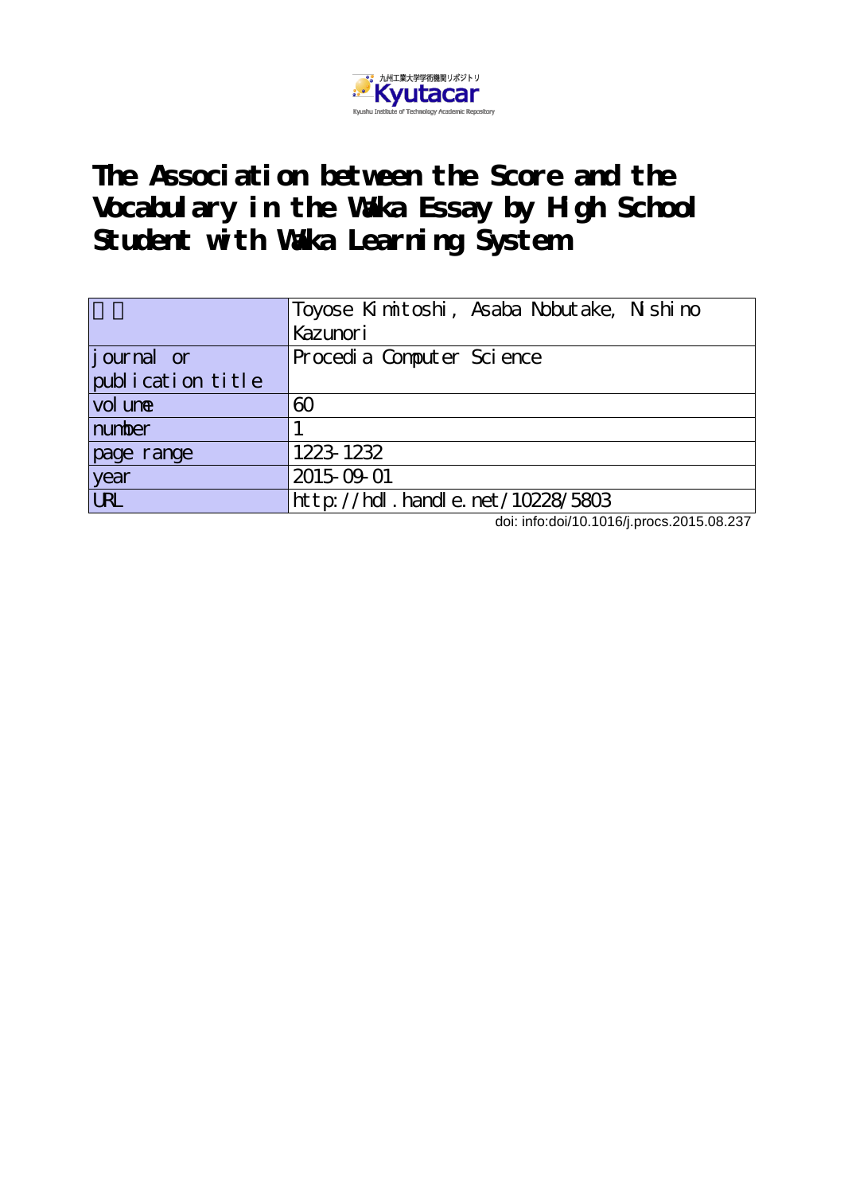九州工業大学学術機関リポジトリ
Kyutacar
Kyushu Institute of Technology Academic Repository

# The Association between the Score and the Vocabulary in the Waka Essay by High School Student with Waka Learning System

| 著者 | Toyose Kimitoshi, Asaba Nobutake, Nishino Kazunori |
|---|---|
| journal or publication title | Procedia Computer Science |
| volume | 60 |
| number | 1 |
| page range | 1223-1232 |
| year | 2015-09-01 |
| URL | http://hdl.handle.net/10228/5803 |

doi: info:doi/10.1016/j.procs.2015.08.237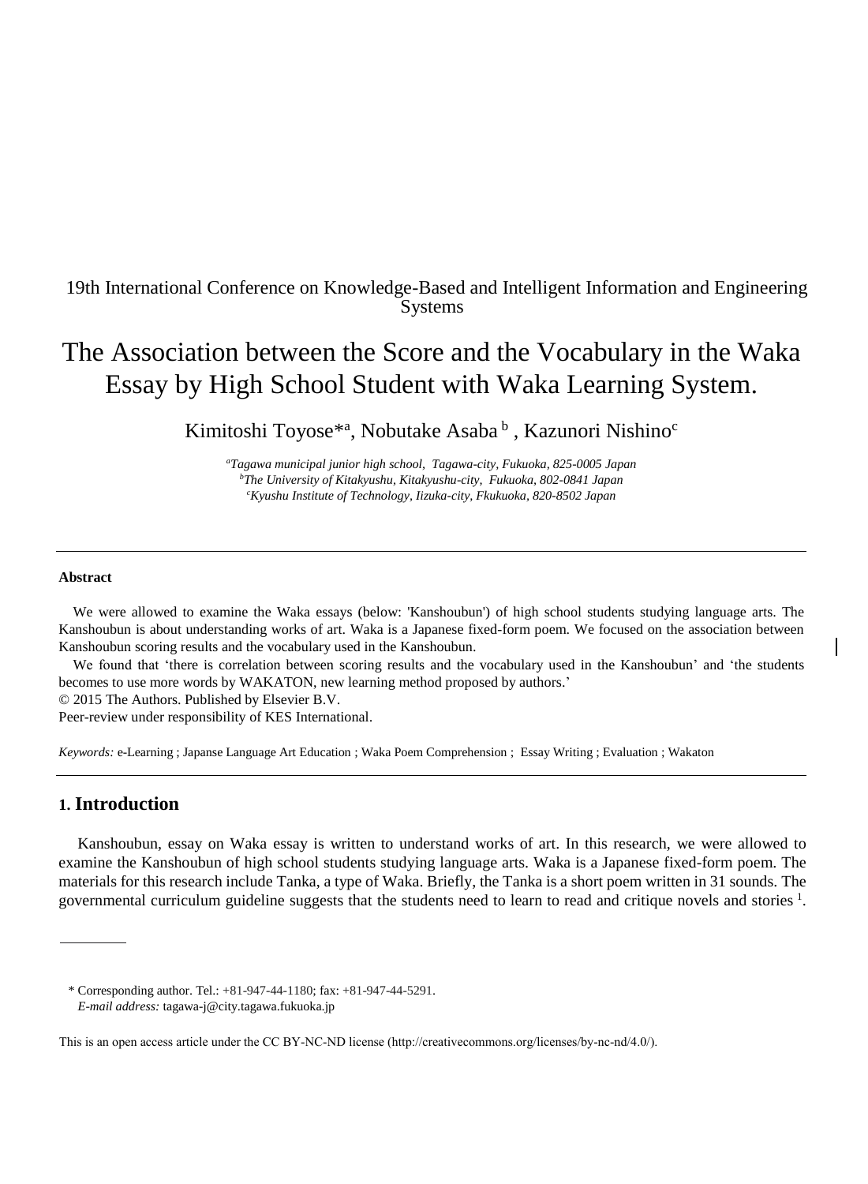19th International Conference on Knowledge-Based and Intelligent Information and Engineering Systems

# The Association between the Score and the Vocabulary in the Waka Essay by High School Student with Waka Learning System.

Kimitoshi Toyose*[a], Nobutake Asaba [b] , Kazunori Nishino[c]

*[a]Tagawa municipal junior high school, Tagawa-city, Fukuoka, 825-0005 Japan*
*[b]The University of Kitakyushu, Kitakyushu-city, Fukuoka, 802-0841 Japan*
*[c]Kyushu Institute of Technology, Iizuka-city, Fkukuoka, 820-8502 Japan*

---

**Abstract**

We were allowed to examine the Waka essays (below: 'Kanshoubun') of high school students studying language arts. The Kanshoubun is about understanding works of art. Waka is a Japanese fixed-form poem. We focused on the association between Kanshoubun scoring results and the vocabulary used in the Kanshoubun.

We found that 'there is correlation between scoring results and the vocabulary used in the Kanshoubun' and 'the students becomes to use more words by WAKATON, new learning method proposed by authors.'

© 2015 The Authors. Published by Elsevier B.V.
Peer-review under responsibility of KES International.

*Keywords:* e-Learning ; Japanse Language Art Education ; Waka Poem Comprehension ; Essay Writing ; Evaluation ; Wakaton

---

## 1. Introduction

Kanshoubun, essay on Waka essay is written to understand works of art. In this research, we were allowed to examine the Kanshoubun of high school students studying language arts. Waka is a Japanese fixed-form poem. The materials for this research include Tanka, a type of Waka. Briefly, the Tanka is a short poem written in 31 sounds. The governmental curriculum guideline suggests that the students need to learn to read and critique novels and stories [1].

\* Corresponding author. Tel.: +81-947-44-1180; fax: +81-947-44-5291.
*E-mail address:* tagawa-j@city.tagawa.fukuoka.jp

This is an open access article under the CC BY-NC-ND license (http://creativecommons.org/licenses/by-nc-nd/4.0/).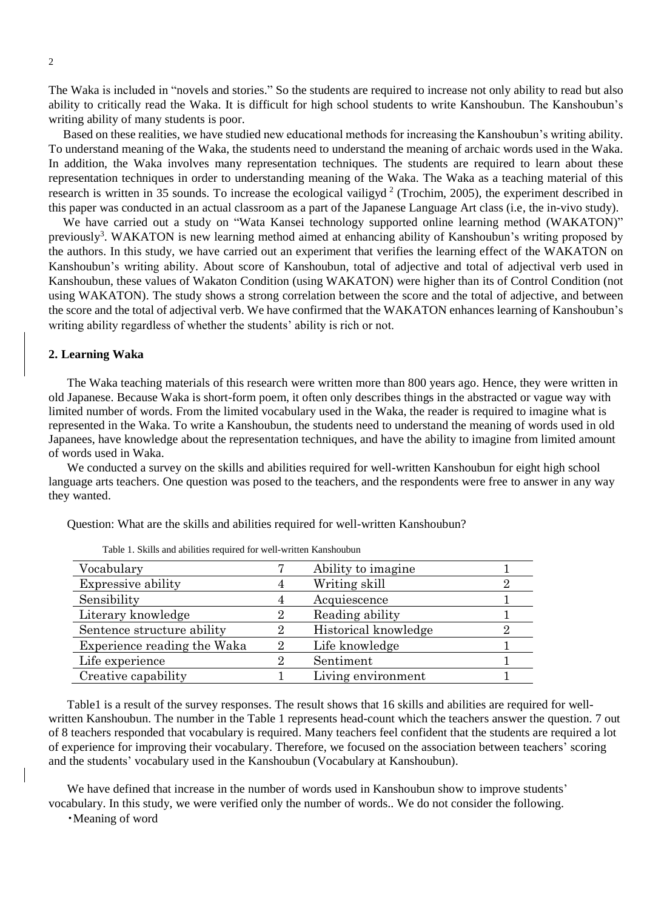The Waka is included in "novels and stories." So the students are required to increase not only ability to read but also ability to critically read the Waka. It is difficult for high school students to write Kanshoubun. The Kanshoubun's writing ability of many students is poor.

Based on these realities, we have studied new educational methods for increasing the Kanshoubun's writing ability. To understand meaning of the Waka, the students need to understand the meaning of archaic words used in the Waka. In addition, the Waka involves many representation techniques. The students are required to learn about these representation techniques in order to understanding meaning of the Waka. The Waka as a teaching material of this research is written in 35 sounds. To increase the ecological vailigyd [2] (Trochim, 2005), the experiment described in this paper was conducted in an actual classroom as a part of the Japanese Language Art class (i.e, the in-vivo study).

We have carried out a study on "Wata Kansei technology supported online learning method (WAKATON)" previously[3]. WAKATON is new learning method aimed at enhancing ability of Kanshoubun's writing proposed by the authors. In this study, we have carried out an experiment that verifies the learning effect of the WAKATON on Kanshoubun's writing ability. About score of Kanshoubun, total of adjective and total of adjectival verb used in Kanshoubun, these values of Wakaton Condition (using WAKATON) were higher than its of Control Condition (not using WAKATON). The study shows a strong correlation between the score and the total of adjective, and between the score and the total of adjectival verb. We have confirmed that the WAKATON enhances learning of Kanshoubun's writing ability regardless of whether the students' ability is rich or not.

## 2. Learning Waka

The Waka teaching materials of this research were written more than 800 years ago. Hence, they were written in old Japanese. Because Waka is short-form poem, it often only describes things in the abstracted or vague way with limited number of words. From the limited vocabulary used in the Waka, the reader is required to imagine what is represented in the Waka. To write a Kanshoubun, the students need to understand the meaning of words used in old Japanees, have knowledge about the representation techniques, and have the ability to imagine from limited amount of words used in Waka.

We conducted a survey on the skills and abilities required for well-written Kanshoubun for eight high school language arts teachers. One question was posed to the teachers, and the respondents were free to answer in any way they wanted.

Question: What are the skills and abilities required for well-written Kanshoubun?

Table 1. Skills and abilities required for well-written Kanshoubun

| | | | |
|---|---|---|---|
| Vocabulary | 7 | Ability to imagine | 1 |
| Expressive ability | 4 | Writing skill | 2 |
| Sensibility | 4 | Acquiescence | 1 |
| Literary knowledge | 2 | Reading ability | 1 |
| Sentence structure ability | 2 | Historical knowledge | 2 |
| Experience reading the Waka | 2 | Life knowledge | 1 |
| Life experience | 2 | Sentiment | 1 |
| Creative capability | 1 | Living environment | 1 |

Table1 is a result of the survey responses. The result shows that 16 skills and abilities are required for well-written Kanshoubun. The number in the Table 1 represents head-count which the teachers answer the question. 7 out of 8 teachers responded that vocabulary is required. Many teachers feel confident that the students are required a lot of experience for improving their vocabulary. Therefore, we focused on the association between teachers' scoring and the students' vocabulary used in the Kanshoubun (Vocabulary at Kanshoubun).

We have defined that increase in the number of words used in Kanshoubun show to improve students' vocabulary. In this study, we were verified only the number of words.. We do not consider the following.

・Meaning of word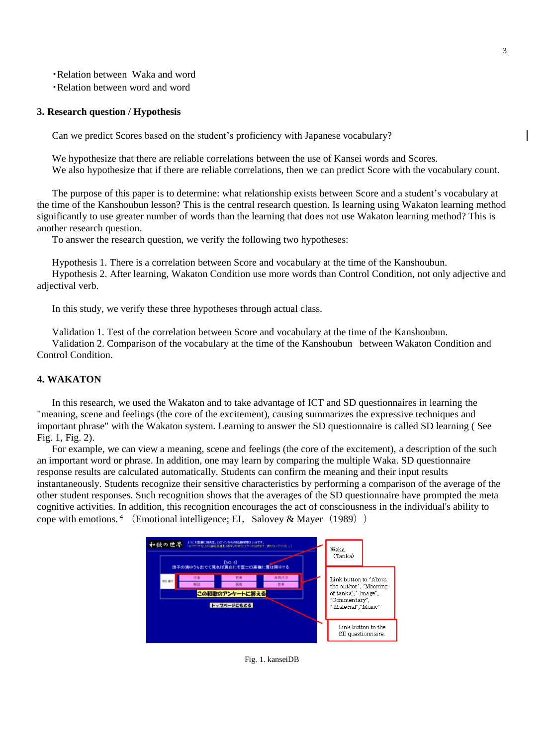・Relation between Waka and word
・Relation between word and word

### 3. Research question / Hypothesis

Can we predict Scores based on the student's proficiency with Japanese vocabulary?

We hypothesize that there are reliable correlations between the use of Kansei words and Scores.
We also hypothesize that if there are reliable correlations, then we can predict Score with the vocabulary count.

The purpose of this paper is to determine: what relationship exists between Score and a student's vocabulary at the time of the Kanshoubun lesson? This is the central research question. Is learning using Wakaton learning method significantly to use greater number of words than the learning that does not use Wakaton learning method? This is another research question.
To answer the research question, we verify the following two hypotheses:

Hypothesis 1. There is a correlation between Score and vocabulary at the time of the Kanshoubun.
Hypothesis 2. After learning, Wakaton Condition use more words than Control Condition, not only adjective and adjectival verb.

In this study, we verify these three hypotheses through actual class.

Validation 1. Test of the correlation between Score and vocabulary at the time of the Kanshoubun.
Validation 2. Comparison of the vocabulary at the time of the Kanshoubun between Wakaton Condition and Control Condition.

### 4. WAKATON

In this research, we used the Wakaton and to take advantage of ICT and SD questionnaires in learning the "meaning, scene and feelings (the core of the excitement), causing summarizes the expressive techniques and important phrase" with the Wakaton system. Learning to answer the SD questionnaire is called SD learning ( See Fig. 1, Fig. 2).

For example, we can view a meaning, scene and feelings (the core of the excitement), a description of the such an important word or phrase. In addition, one may learn by comparing the multiple Waka. SD questionnaire response results are calculated automatically. Students can confirm the meaning and their input results instantaneously. Students recognize their sensitive characteristics by performing a comparison of the average of the other student responses. Such recognition shows that the averages of the SD questionnaire have prompted the meta cognitive activities. In addition, this recognition encourages the act of consciousness in the individual's ability to cope with emotions.[4] （Emotional intelligence; EI, Salovey & Mayer（1989））

Fig. 1. kanseiDB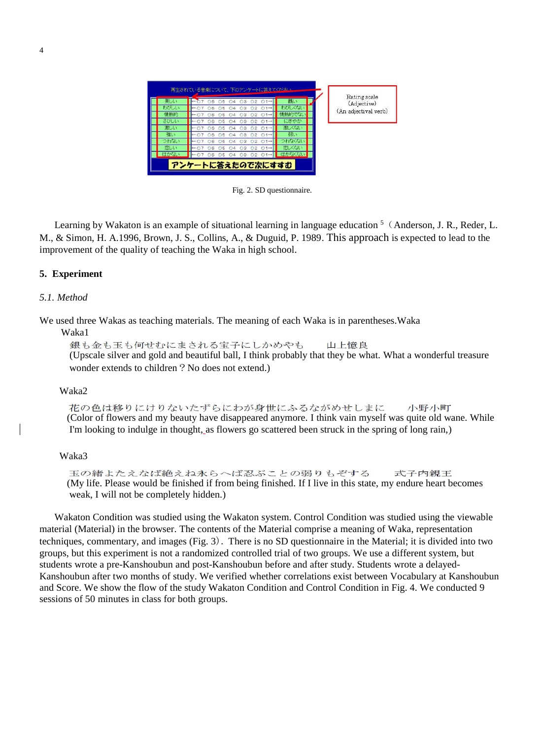Fig. 2. SD questionnaire.

Learning by Wakaton is an example of situational learning in language education [5]（Anderson, J. R., Reder, L. M., & Simon, H. A.1996, Brown, J. S., Collins, A., & Duguid, P. 1989. This approach is expected to lead to the improvement of the quality of teaching the Waka in high school.

## 5. Experiment

### *5.1. Method*

We used three Wakas as teaching materials. The meaning of each Waka is in parentheses.Waka

Waka1

銀も金も玉も何せむにまされる宝子にしかめやも　　山上憶良
(Upscale silver and gold and beautiful ball, I think probably that they be what. What a wonderful treasure wonder extends to children？No does not extend.)

Waka2

花の色は移りにけりないたずらにわが身世にふるながめせしまに　　小野小町
(Color of flowers and my beauty have disappeared anymore. I think vain myself was quite old wane. While I'm looking to indulge in thought, as flowers go scattered been struck in the spring of long rain,)

Waka3

玉の緒よたえなば絶えね永らへば忍ぶことの弱りもぞする　　式子内親王
(My life. Please would be finished if from being finished. If I live in this state, my endure heart becomes weak, I will not be completely hidden.)

Wakaton Condition was studied using the Wakaton system. Control Condition was studied using the viewable material (Material) in the browser. The contents of the Material comprise a meaning of Waka, representation techniques, commentary, and images (Fig. 3)．There is no SD questionnaire in the Material; it is divided into two groups, but this experiment is not a randomized controlled trial of two groups. We use a different system, but students wrote a pre-Kanshoubun and post-Kanshoubun before and after study. Students wrote a delayed-Kanshoubun after two months of study. We verified whether correlations exist between Vocabulary at Kanshoubun and Score. We show the flow of the study Wakaton Condition and Control Condition in Fig. 4. We conducted 9 sessions of 50 minutes in class for both groups.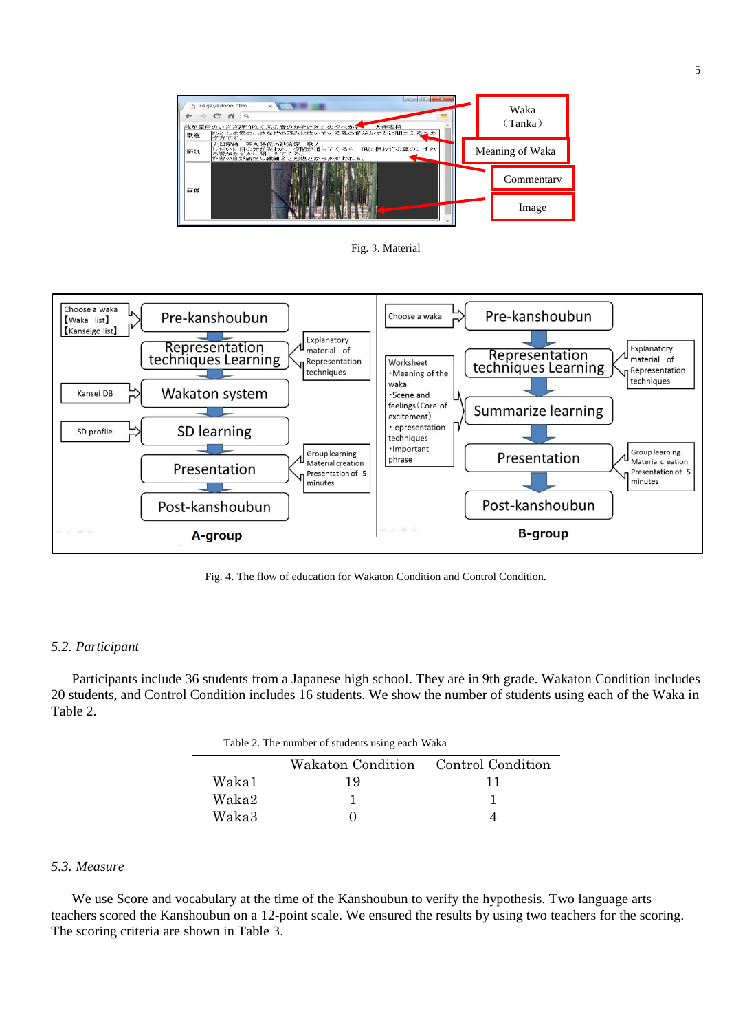Fig. 3. Material

Fig. 4. The flow of education for Wakaton Condition and Control Condition.

### *5.2. Participant*

Participants include 36 students from a Japanese high school. They are in 9th grade. Wakaton Condition includes 20 students, and Control Condition includes 16 students. We show the number of students using each of the Waka in Table 2.

Table 2. The number of students using each Waka

| | Wakaton Condition | Control Condition |
|---|---|---|
| Waka1 | 19 | 11 |
| Waka2 | 1 | 1 |
| Waka3 | 0 | 4 |

### *5.3. Measure*

We use Score and vocabulary at the time of the Kanshoubun to verify the hypothesis. Two language arts teachers scored the Kanshoubun on a 12-point scale. We ensured the results by using two teachers for the scoring. The scoring criteria are shown in Table 3.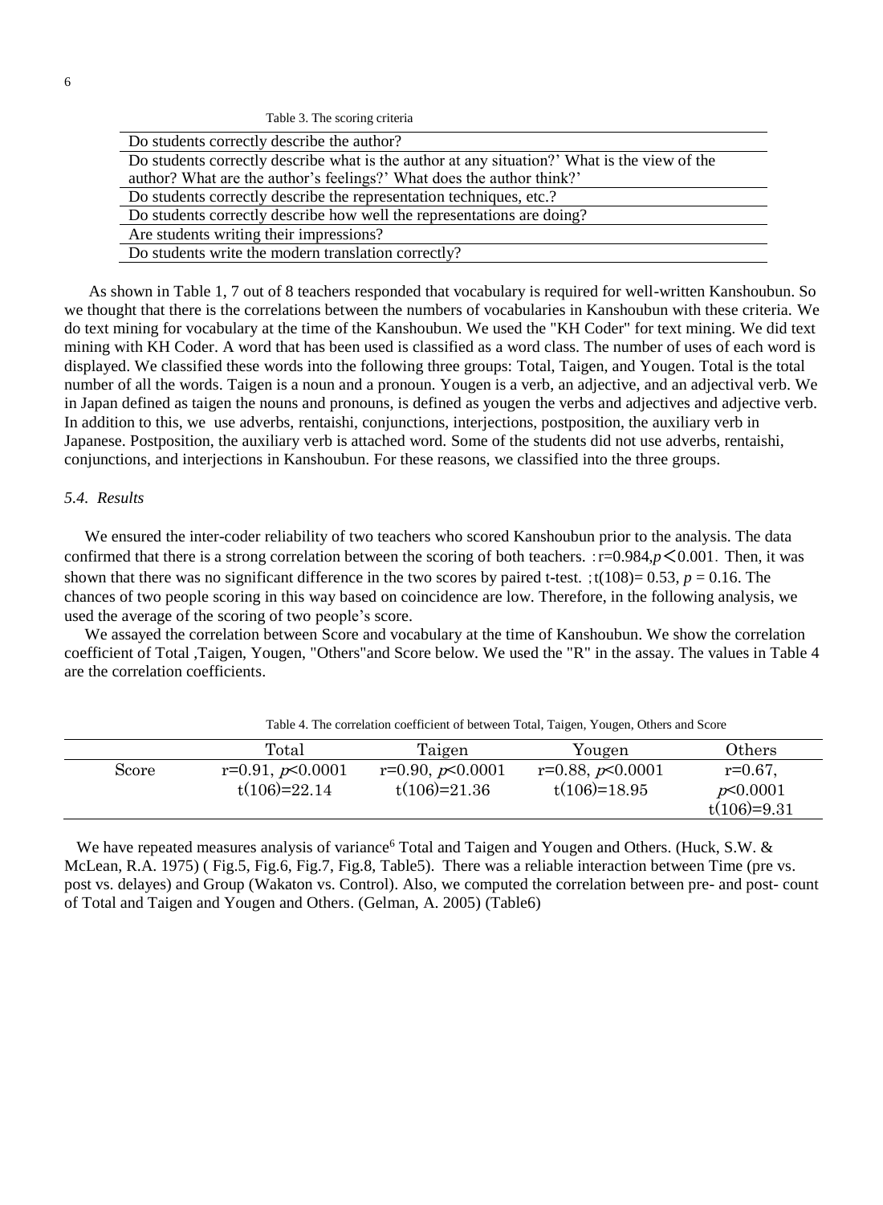Table 3. The scoring criteria

| Do students correctly describe the author? |
|---|
| Do students correctly describe what is the author at any situation?' What is the view of the author? What are the author's feelings?' What does the author think?' |
| Do students correctly describe the representation techniques, etc.? |
| Do students correctly describe how well the representations are doing? |
| Are students writing their impressions? |
| Do students write the modern translation correctly? |

As shown in Table 1, 7 out of 8 teachers responded that vocabulary is required for well-written Kanshoubun. So we thought that there is the correlations between the numbers of vocabularies in Kanshoubun with these criteria. We do text mining for vocabulary at the time of the Kanshoubun. We used the "KH Coder" for text mining. We did text mining with KH Coder. A word that has been used is classified as a word class. The number of uses of each word is displayed. We classified these words into the following three groups: Total, Taigen, and Yougen. Total is the total number of all the words. Taigen is a noun and a pronoun. Yougen is a verb, an adjective, and an adjectival verb. We in Japan defined as taigen the nouns and pronouns, is defined as yougen the verbs and adjectives and adjective verb. In addition to this, we use adverbs, rentaishi, conjunctions, interjections, postposition, the auxiliary verb in Japanese. Postposition, the auxiliary verb is attached word. Some of the students did not use adverbs, rentaishi, conjunctions, and interjections in Kanshoubun. For these reasons, we classified into the three groups.

### *5.4. Results*

We ensured the inter-coder reliability of two teachers who scored Kanshoubun prior to the analysis. The data confirmed that there is a strong correlation between the scoring of both teachers. : $r=0.984, p<0.001$. Then, it was shown that there was no significant difference in the two scores by paired t-test. ; $t(108)= 0.53$, $p = 0.16$. The chances of two people scoring in this way based on coincidence are low. Therefore, in the following analysis, we used the average of the scoring of two people's score.

We assayed the correlation between Score and vocabulary at the time of Kanshoubun. We show the correlation coefficient of Total ,Taigen, Yougen, "Others"and Score below. We used the "R" in the assay. The values in Table 4 are the correlation coefficients.

Table 4. The correlation coefficient of between Total, Taigen, Yougen, Others and Score

| | Total | Taigen | Yougen | Others |
|---|---|---|---|---|
| Score | $r=0.91$, $p<0.0001$ $t(106)=22.14$ | $r=0.90$, $p<0.0001$ $t(106)=21.36$ | $r=0.88$, $p<0.0001$ $t(106)=18.95$ | $r=0.67$, $p<0.0001$ $t(106)=9.31$ |

We have repeated measures analysis of variance[6] Total and Taigen and Yougen and Others. (Huck, S.W. & McLean, R.A. 1975) ( Fig.5, Fig.6, Fig.7, Fig.8, Table5). There was a reliable interaction between Time (pre vs. post vs. delayes) and Group (Wakaton vs. Control). Also, we computed the correlation between pre- and post- count of Total and Taigen and Yougen and Others. (Gelman, A. 2005) (Table6)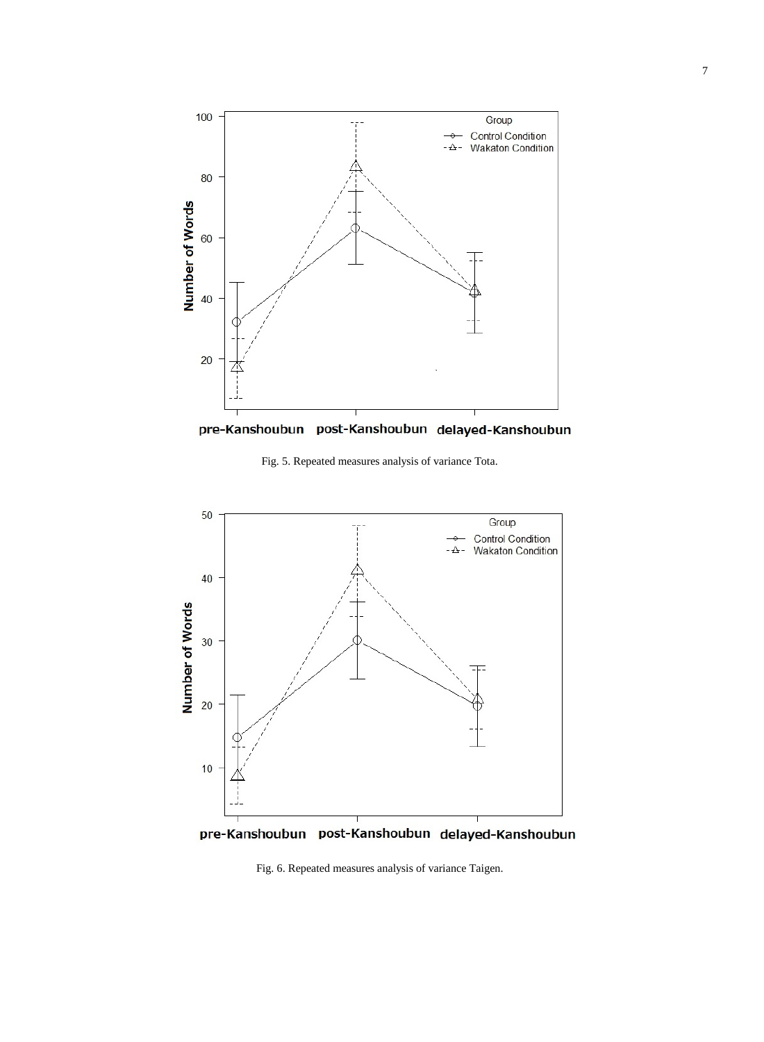Fig. 5. Repeated measures analysis of variance Tota.

Fig. 6. Repeated measures analysis of variance Taigen.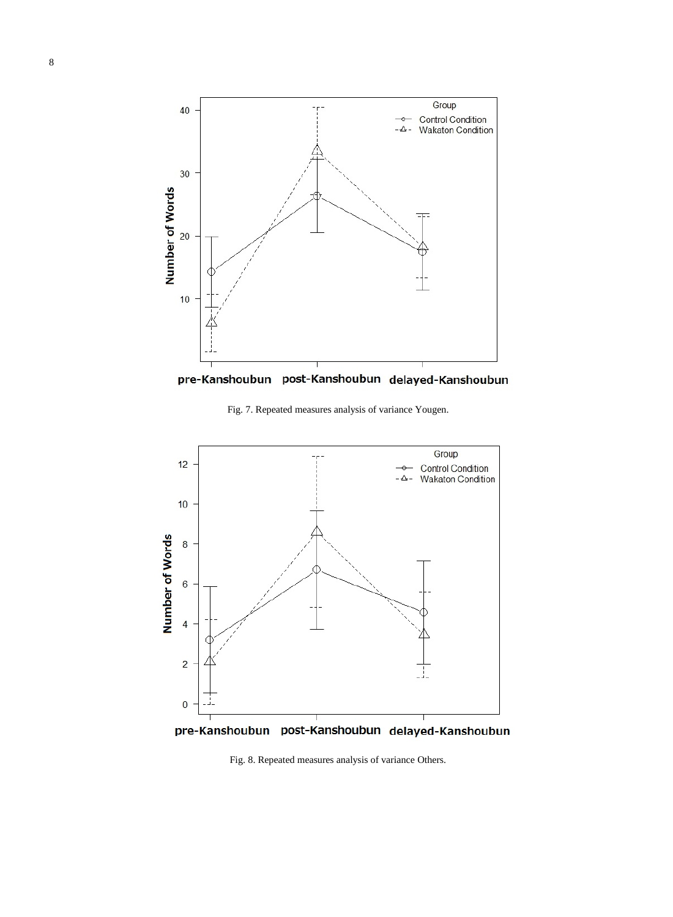Fig. 7. Repeated measures analysis of variance Yougen.

Fig. 8. Repeated measures analysis of variance Others.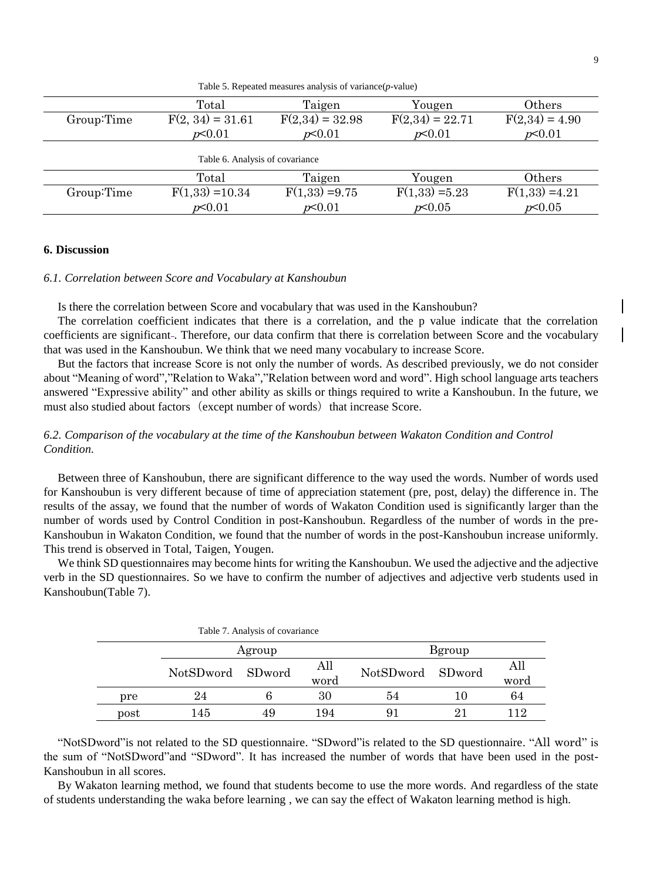Table 5. Repeated measures analysis of variance($p$-value)

| | Total | Taigen | Yougen | Others |
|---|---|---|---|---|
| Group:Time | $F(2, 34) = 31.61$ $p<0.01$ | $F(2,34) = 32.98$ $p<0.01$ | $F(2,34) = 22.71$ $p<0.01$ | $F(2,34) = 4.90$ $p<0.01$ |

Table 6. Analysis of covariance

| | Total | Taigen | Yougen | Others |
|---|---|---|---|---|
| Group:Time | $F(1,33) = 10.34$ $p<0.01$ | $F(1,33) = 9.75$ $p<0.01$ | $F(1,33) = 5.23$ $p<0.05$ | $F(1,33) = 4.21$ $p<0.05$ |

## 6. Discussion

### *6.1. Correlation between Score and Vocabulary at Kanshoubun*

Is there the correlation between Score and vocabulary that was used in the Kanshoubun?

The correlation coefficient indicates that there is a correlation, and the p value indicate that the correlation coefficients are significant. Therefore, our data confirm that there is correlation between Score and the vocabulary that was used in the Kanshoubun. We think that we need many vocabulary to increase Score.

But the factors that increase Score is not only the number of words. As described previously, we do not consider about "Meaning of word","Relation to Waka","Relation between word and word". High school language arts teachers answered "Expressive ability" and other ability as skills or things required to write a Kanshoubun. In the future, we must also studied about factors（except number of words）that increase Score.

### *6.2. Comparison of the vocabulary at the time of the Kanshoubun between Wakaton Condition and Control Condition.*

Between three of Kanshoubun, there are significant difference to the way used the words. Number of words used for Kanshoubun is very different because of time of appreciation statement (pre, post, delay) the difference in. The results of the assay, we found that the number of words of Wakaton Condition used is significantly larger than the number of words used by Control Condition in post-Kanshoubun. Regardless of the number of words in the pre-Kanshoubun in Wakaton Condition, we found that the number of words in the post-Kanshoubun increase uniformly. This trend is observed in Total, Taigen, Yougen.

We think SD questionnaires may become hints for writing the Kanshoubun. We used the adjective and the adjective verb in the SD questionnaires. So we have to confirm the number of adjectives and adjective verb students used in Kanshoubun(Table 7).

Table 7. Analysis of covariance

| | Agroup | | | Bgroup | | |
|---|---|---|---|---|---|---|
| | NotSDword | SDword | All word | NotSDword | SDword | All word |
| pre | 24 | 6 | 30 | 54 | 10 | 64 |
| post | 145 | 49 | 194 | 91 | 21 | 112 |

"NotSDword"is not related to the SD questionnaire. "SDword"is related to the SD questionnaire. "All word" is the sum of "NotSDword"and "SDword". It has increased the number of words that have been used in the post-Kanshoubun in all scores.

By Wakaton learning method, we found that students become to use the more words. And regardless of the state of students understanding the waka before learning , we can say the effect of Wakaton learning method is high.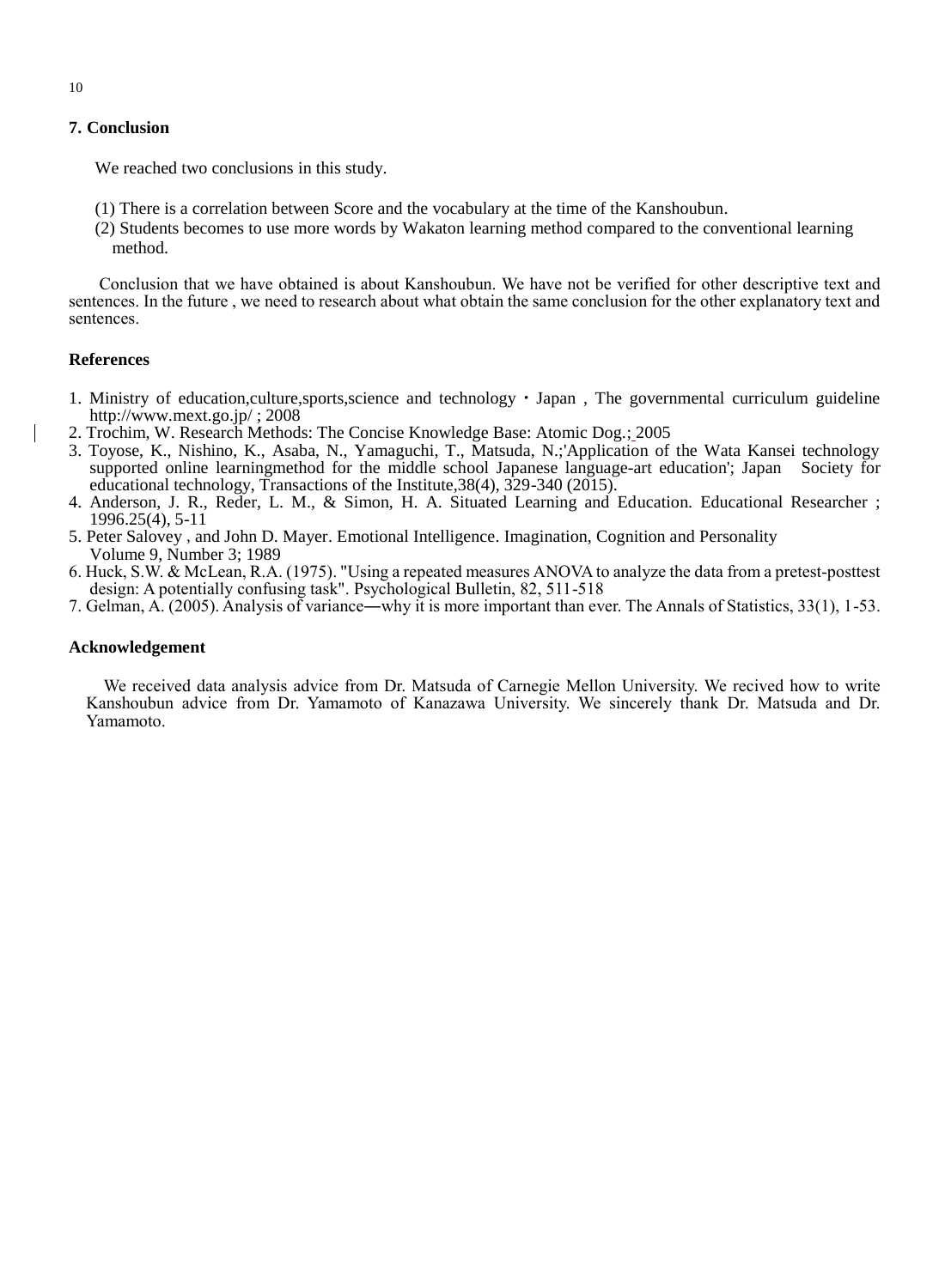## 7. Conclusion

We reached two conclusions in this study.

(1) There is a correlation between Score and the vocabulary at the time of the Kanshoubun.
(2) Students becomes to use more words by Wakaton learning method compared to the conventional learning method.

Conclusion that we have obtained is about Kanshoubun. We have not be verified for other descriptive text and sentences. In the future , we need to research about what obtain the same conclusion for the other explanatory text and sentences.

## References

1. Ministry of education,culture,sports,science and technology・Japan , The governmental curriculum guideline http://www.mext.go.jp/ ; 2008
2. Trochim, W. Research Methods: The Concise Knowledge Base: Atomic Dog.; 2005
3. Toyose, K., Nishino, K., Asaba, N., Yamaguchi, T., Matsuda, N.;'Application of the Wata Kansei technology supported online learningmethod for the middle school Japanese language-art education'; Japan Society for educational technology, Transactions of the Institute,38(4), 329-340 (2015).
4. Anderson, J. R., Reder, L. M., & Simon, H. A. Situated Learning and Education. Educational Researcher ; 1996.25(4), 5-11
5. Peter Salovey , and John D. Mayer. Emotional Intelligence. Imagination, Cognition and Personality Volume 9, Number 3; 1989
6. Huck, S.W. & McLean, R.A. (1975). "Using a repeated measures ANOVA to analyze the data from a pretest-posttest design: A potentially confusing task". Psychological Bulletin, 82, 511-518
7. Gelman, A. (2005). Analysis of variance―why it is more important than ever. The Annals of Statistics, 33(1), 1-53.

## Acknowledgement

We received data analysis advice from Dr. Matsuda of Carnegie Mellon University. We recived how to write Kanshoubun advice from Dr. Yamamoto of Kanazawa University. We sincerely thank Dr. Matsuda and Dr. Yamamoto.